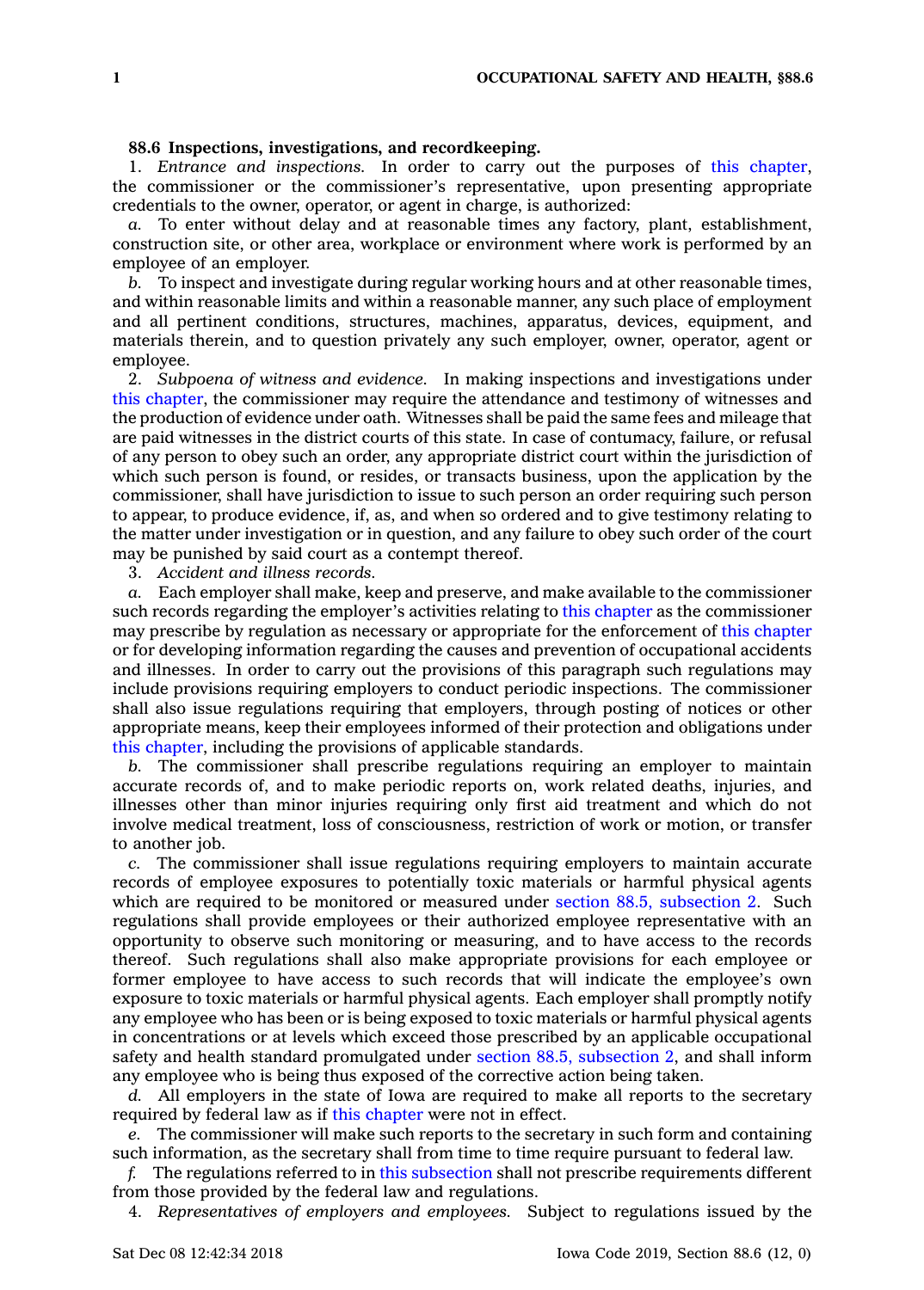**88.6 Inspections, investigations, and recordkeeping.**

1. *Entrance and inspections.* In order to carry out the purposes of this chapter, the commissioner or the commissioner's representative, upon presenting appropriate credentials to the owner, operator, or agent in charge, is authorized:

*a.* To enter without delay and at reasonable times any factory, plant, establishment, construction site, or other area, workplace or environment where work is performed by an employee of an employer.

*b.* To inspect and investigate during regular working hours and at other reasonable times, and within reasonable limits and within a reasonable manner, any such place of employment and all pertinent conditions, structures, machines, apparatus, devices, equipment, and materials therein, and to question privately any such employer, owner, operator, agent or employee.

2. *Subpoena of witness and evidence.* In making inspections and investigations under this chapter, the commissioner may require the attendance and testimony of witnesses and the production of evidence under oath. Witnesses shall be paid the same fees and mileage that are paid witnesses in the district courts of this state. In case of contumacy, failure, or refusal of any person to obey such an order, any appropriate district court within the jurisdiction of which such person is found, or resides, or transacts business, upon the application by the commissioner, shall have jurisdiction to issue to such person an order requiring such person to appear, to produce evidence, if, as, and when so ordered and to give testimony relating to the matter under investigation or in question, and any failure to obey such order of the court may be punished by said court as a contempt thereof.

3. *Accident and illness records.*

*a.* Each employer shall make, keep and preserve, and make available to the commissioner such records regarding the employer's activities relating to this chapter as the commissioner may prescribe by regulation as necessary or appropriate for the enforcement of this chapter or for developing information regarding the causes and prevention of occupational accidents and illnesses. In order to carry out the provisions of this paragraph such regulations may include provisions requiring employers to conduct periodic inspections. The commissioner shall also issue regulations requiring that employers, through posting of notices or other appropriate means, keep their employees informed of their protection and obligations under this chapter, including the provisions of applicable standards.

*b.* The commissioner shall prescribe regulations requiring an employer to maintain accurate records of, and to make periodic reports on, work related deaths, injuries, and illnesses other than minor injuries requiring only first aid treatment and which do not involve medical treatment, loss of consciousness, restriction of work or motion, or transfer to another job.

*c.* The commissioner shall issue regulations requiring employers to maintain accurate records of employee exposures to potentially toxic materials or harmful physical agents which are required to be monitored or measured under section 88.5, subsection 2. Such regulations shall provide employees or their authorized employee representative with an opportunity to observe such monitoring or measuring, and to have access to the records thereof. Such regulations shall also make appropriate provisions for each employee or former employee to have access to such records that will indicate the employee's own exposure to toxic materials or harmful physical agents. Each employer shall promptly notify any employee who has been or is being exposed to toxic materials or harmful physical agents in concentrations or at levels which exceed those prescribed by an applicable occupational safety and health standard promulgated under section 88.5, subsection 2, and shall inform any employee who is being thus exposed of the corrective action being taken.

*d.* All employers in the state of Iowa are required to make all reports to the secretary required by federal law as if this chapter were not in effect.

*e.* The commissioner will make such reports to the secretary in such form and containing such information, as the secretary shall from time to time require pursuant to federal law.

*f.* The regulations referred to in this subsection shall not prescribe requirements different from those provided by the federal law and regulations.

4. *Representatives of employers and employees.* Subject to regulations issued by the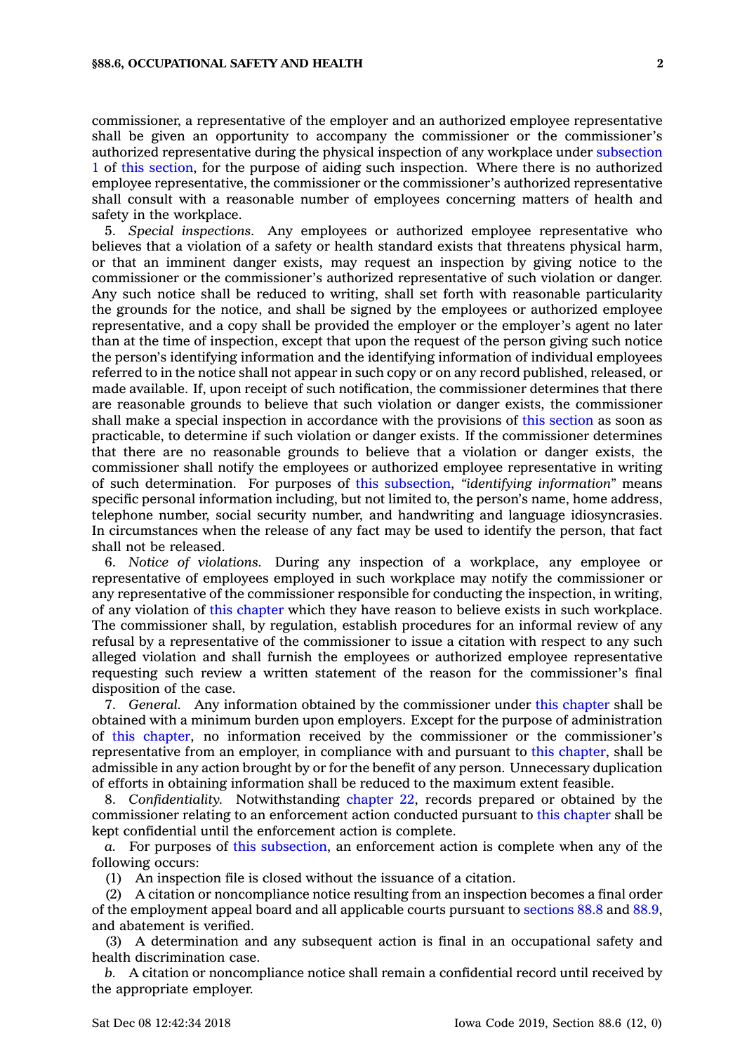commissioner, a representative of the employer and an authorized employee representative shall be given an opportunity to accompany the commissioner or the commissioner's authorized representative during the physical inspection of any workplace under subsection 1 of this section, for the purpose of aiding such inspection. Where there is no authorized employee representative, the commissioner or the commissioner's authorized representative shall consult with a reasonable number of employees concerning matters of health and safety in the workplace.

5. *Special inspections.* Any employees or authorized employee representative who believes that a violation of a safety or health standard exists that threatens physical harm, or that an imminent danger exists, may request an inspection by giving notice to the commissioner or the commissioner's authorized representative of such violation or danger. Any such notice shall be reduced to writing, shall set forth with reasonable particularity the grounds for the notice, and shall be signed by the employees or authorized employee representative, and a copy shall be provided the employer or the employer's agent no later than at the time of inspection, except that upon the request of the person giving such notice the person's identifying information and the identifying information of individual employees referred to in the notice shall not appear in such copy or on any record published, released, or made available. If, upon receipt of such notification, the commissioner determines that there are reasonable grounds to believe that such violation or danger exists, the commissioner shall make a special inspection in accordance with the provisions of this section as soon as practicable, to determine if such violation or danger exists. If the commissioner determines that there are no reasonable grounds to believe that a violation or danger exists, the commissioner shall notify the employees or authorized employee representative in writing of such determination. For purposes of this subsection, "*identifying information*" means specific personal information including, but not limited to, the person's name, home address, telephone number, social security number, and handwriting and language idiosyncrasies. In circumstances when the release of any fact may be used to identify the person, that fact shall not be released.

6. *Notice of violations.* During any inspection of a workplace, any employee or representative of employees employed in such workplace may notify the commissioner or any representative of the commissioner responsible for conducting the inspection, in writing, of any violation of this chapter which they have reason to believe exists in such workplace. The commissioner shall, by regulation, establish procedures for an informal review of any refusal by a representative of the commissioner to issue a citation with respect to any such alleged violation and shall furnish the employees or authorized employee representative requesting such review a written statement of the reason for the commissioner's final disposition of the case.

7. *General.* Any information obtained by the commissioner under this chapter shall be obtained with a minimum burden upon employers. Except for the purpose of administration of this chapter, no information received by the commissioner or the commissioner's representative from an employer, in compliance with and pursuant to this chapter, shall be admissible in any action brought by or for the benefit of any person. Unnecessary duplication of efforts in obtaining information shall be reduced to the maximum extent feasible.

8. *Confidentiality.* Notwithstanding chapter 22, records prepared or obtained by the commissioner relating to an enforcement action conducted pursuant to this chapter shall be kept confidential until the enforcement action is complete.

*a.* For purposes of this subsection, an enforcement action is complete when any of the following occurs:

(1) An inspection file is closed without the issuance of a citation.

(2) A citation or noncompliance notice resulting from an inspection becomes a final order of the employment appeal board and all applicable courts pursuant to sections 88.8 and 88.9, and abatement is verified.

(3) A determination and any subsequent action is final in an occupational safety and health discrimination case.

*b.* A citation or noncompliance notice shall remain a confidential record until received by the appropriate employer.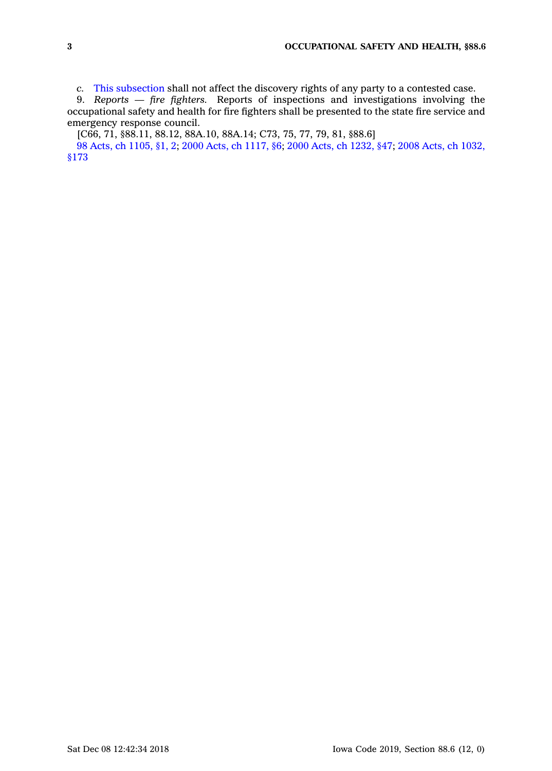*c.* This subsection shall not affect the discovery rights of any party to a contested case.

9. *Reports — fire fighters.* Reports of inspections and investigations involving the occupational safety and health for fire fighters shall be presented to the state fire service and emergency response council.

[C66, 71, §88.11, 88.12, 88A.10, 88A.14; C73, 75, 77, 79, 81, §88.6]

98 Acts, ch 1105, §1, 2; 2000 Acts, ch 1117, §6; 2000 Acts, ch 1232, §47; 2008 Acts, ch 1032, §173